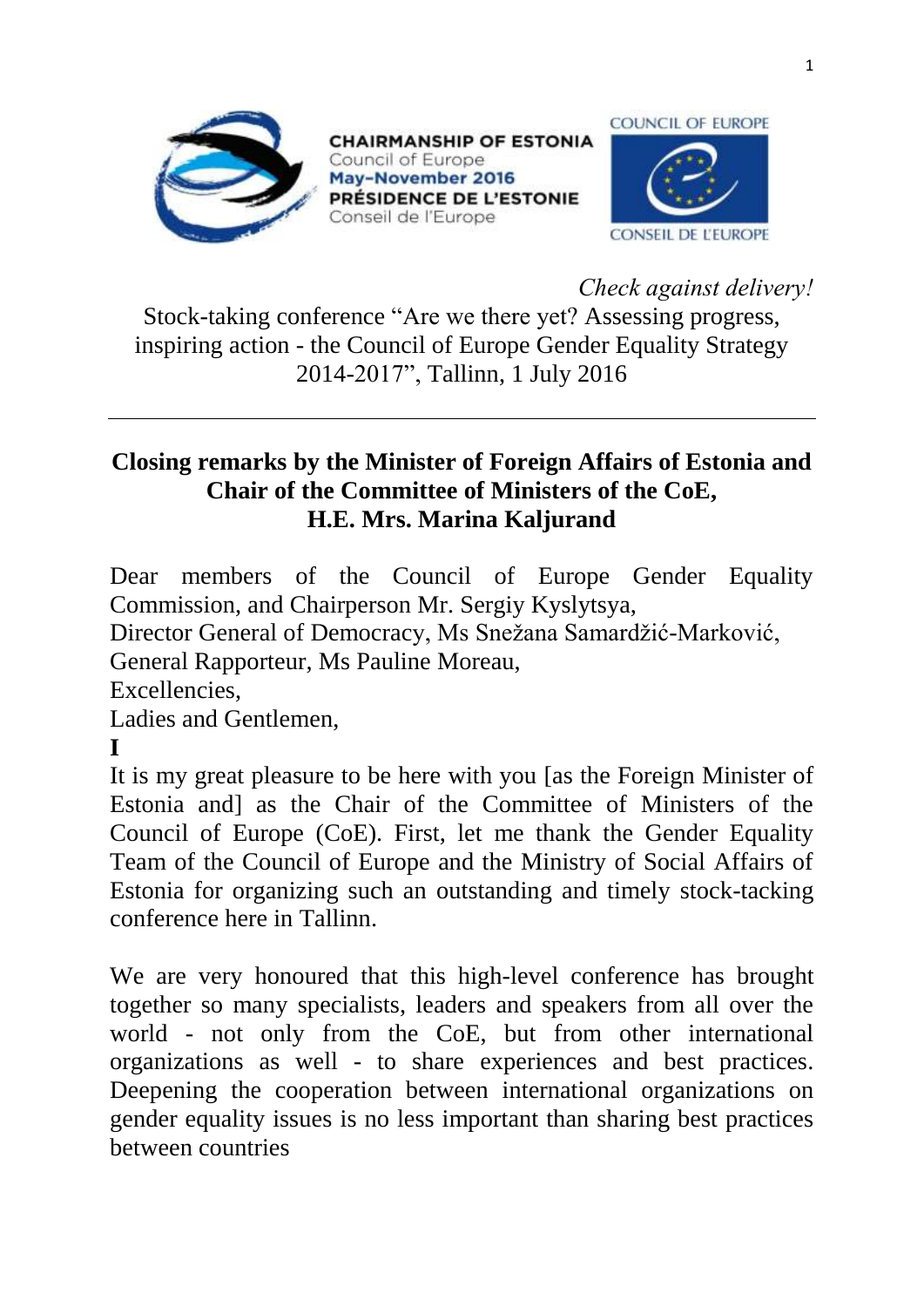CHAIRMANSHIP OF ESTONIA
Council of Europe
May–November 2016
PRÉSIDENCE DE L'ESTONIE
Conseil de l'Europe

COUNCIL OF EUROPE
CONSEIL DE L'EUROPE

*Check against delivery!*

Stock-taking conference "Are we there yet? Assessing progress, inspiring action - the Council of Europe Gender Equality Strategy 2014-2017", Tallinn, 1 July 2016

---

**Closing remarks by the Minister of Foreign Affairs of Estonia and Chair of the Committee of Ministers of the CoE, H.E. Mrs. Marina Kaljurand**

Dear members of the Council of Europe Gender Equality Commission, and Chairperson Mr. Sergiy Kyslytsya,
Director General of Democracy, Ms Snežana Samardžić-Marković,
General Rapporteur, Ms Pauline Moreau,
Excellencies,
Ladies and Gentlemen,

**I**

It is my great pleasure to be here with you [as the Foreign Minister of Estonia and] as the Chair of the Committee of Ministers of the Council of Europe (CoE). First, let me thank the Gender Equality Team of the Council of Europe and the Ministry of Social Affairs of Estonia for organizing such an outstanding and timely stock-tacking conference here in Tallinn.

We are very honoured that this high-level conference has brought together so many specialists, leaders and speakers from all over the world - not only from the CoE, but from other international organizations as well - to share experiences and best practices. Deepening the cooperation between international organizations on gender equality issues is no less important than sharing best practices between countries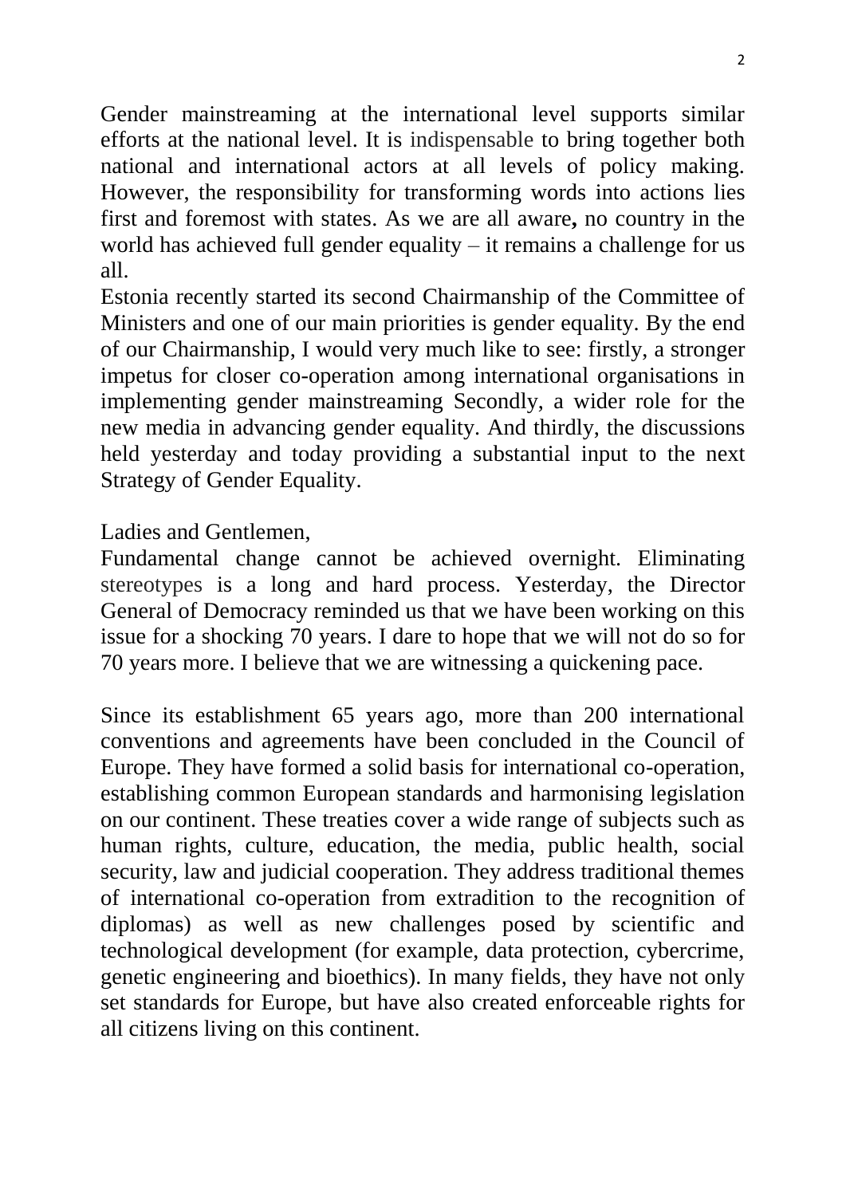Gender mainstreaming at the international level supports similar efforts at the national level. It is indispensable to bring together both national and international actors at all levels of policy making. However, the responsibility for transforming words into actions lies first and foremost with states. As we are all aware**,** no country in the world has achieved full gender equality – it remains a challenge for us all.

Estonia recently started its second Chairmanship of the Committee of Ministers and one of our main priorities is gender equality. By the end of our Chairmanship, I would very much like to see: firstly, a stronger impetus for closer co-operation among international organisations in implementing gender mainstreaming Secondly, a wider role for the new media in advancing gender equality. And thirdly, the discussions held yesterday and today providing a substantial input to the next Strategy of Gender Equality.

Ladies and Gentlemen,

Fundamental change cannot be achieved overnight. Eliminating stereotypes is a long and hard process. Yesterday, the Director General of Democracy reminded us that we have been working on this issue for a shocking 70 years. I dare to hope that we will not do so for 70 years more. I believe that we are witnessing a quickening pace.

Since its establishment 65 years ago, more than 200 international conventions and agreements have been concluded in the Council of Europe. They have formed a solid basis for international co-operation, establishing common European standards and harmonising legislation on our continent. These treaties cover a wide range of subjects such as human rights, culture, education, the media, public health, social security, law and judicial cooperation. They address traditional themes of international co-operation from extradition to the recognition of diplomas) as well as new challenges posed by scientific and technological development (for example, data protection, cybercrime, genetic engineering and bioethics). In many fields, they have not only set standards for Europe, but have also created enforceable rights for all citizens living on this continent.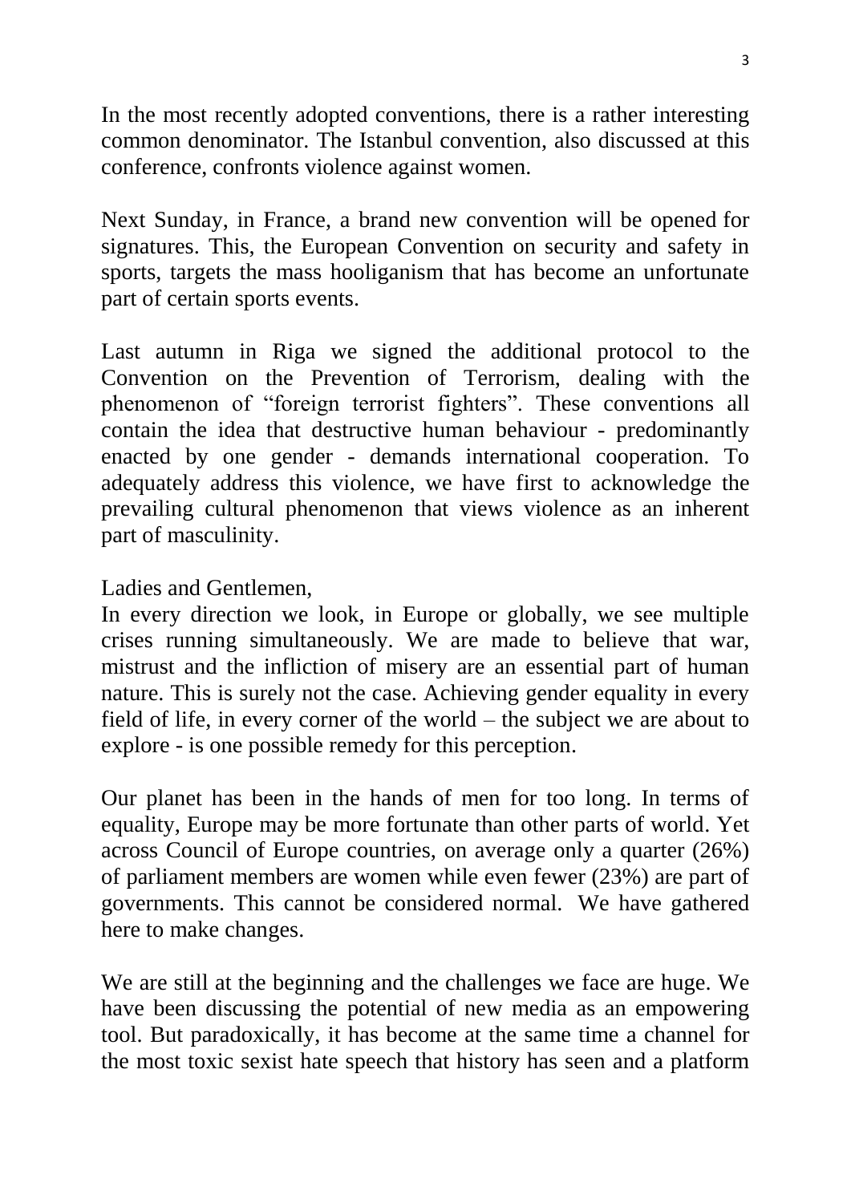In the most recently adopted conventions, there is a rather interesting common denominator. The Istanbul convention, also discussed at this conference, confronts violence against women.

Next Sunday, in France, a brand new convention will be opened for signatures. This, the European Convention on security and safety in sports, targets the mass hooliganism that has become an unfortunate part of certain sports events.

Last autumn in Riga we signed the additional protocol to the Convention on the Prevention of Terrorism, dealing with the phenomenon of "foreign terrorist fighters". These conventions all contain the idea that destructive human behaviour - predominantly enacted by one gender - demands international cooperation. To adequately address this violence, we have first to acknowledge the prevailing cultural phenomenon that views violence as an inherent part of masculinity.

Ladies and Gentlemen,
In every direction we look, in Europe or globally, we see multiple crises running simultaneously. We are made to believe that war, mistrust and the infliction of misery are an essential part of human nature. This is surely not the case. Achieving gender equality in every field of life, in every corner of the world – the subject we are about to explore - is one possible remedy for this perception.

Our planet has been in the hands of men for too long. In terms of equality, Europe may be more fortunate than other parts of world. Yet across Council of Europe countries, on average only a quarter (26%) of parliament members are women while even fewer (23%) are part of governments. This cannot be considered normal. We have gathered here to make changes.

We are still at the beginning and the challenges we face are huge. We have been discussing the potential of new media as an empowering tool. But paradoxically, it has become at the same time a channel for the most toxic sexist hate speech that history has seen and a platform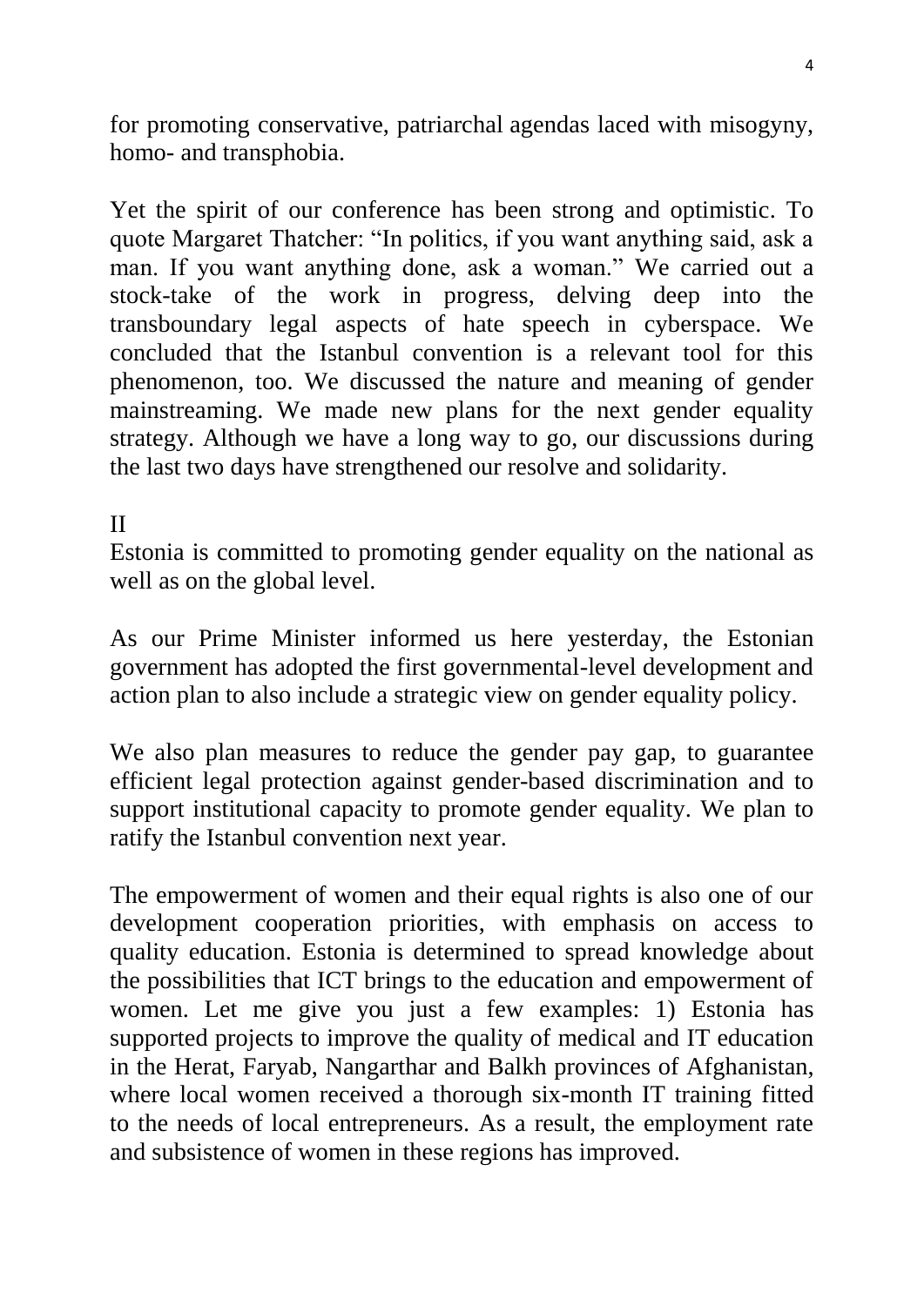for promoting conservative, patriarchal agendas laced with misogyny, homo- and transphobia.

Yet the spirit of our conference has been strong and optimistic. To quote Margaret Thatcher: "In politics, if you want anything said, ask a man. If you want anything done, ask a woman." We carried out a stock-take of the work in progress, delving deep into the transboundary legal aspects of hate speech in cyberspace. We concluded that the Istanbul convention is a relevant tool for this phenomenon, too. We discussed the nature and meaning of gender mainstreaming. We made new plans for the next gender equality strategy. Although we have a long way to go, our discussions during the last two days have strengthened our resolve and solidarity.

## II

Estonia is committed to promoting gender equality on the national as well as on the global level.

As our Prime Minister informed us here yesterday, the Estonian government has adopted the first governmental-level development and action plan to also include a strategic view on gender equality policy.

We also plan measures to reduce the gender pay gap, to guarantee efficient legal protection against gender-based discrimination and to support institutional capacity to promote gender equality. We plan to ratify the Istanbul convention next year.

The empowerment of women and their equal rights is also one of our development cooperation priorities, with emphasis on access to quality education. Estonia is determined to spread knowledge about the possibilities that ICT brings to the education and empowerment of women. Let me give you just a few examples: 1) Estonia has supported projects to improve the quality of medical and IT education in the Herat, Faryab, Nangarthar and Balkh provinces of Afghanistan, where local women received a thorough six-month IT training fitted to the needs of local entrepreneurs. As a result, the employment rate and subsistence of women in these regions has improved.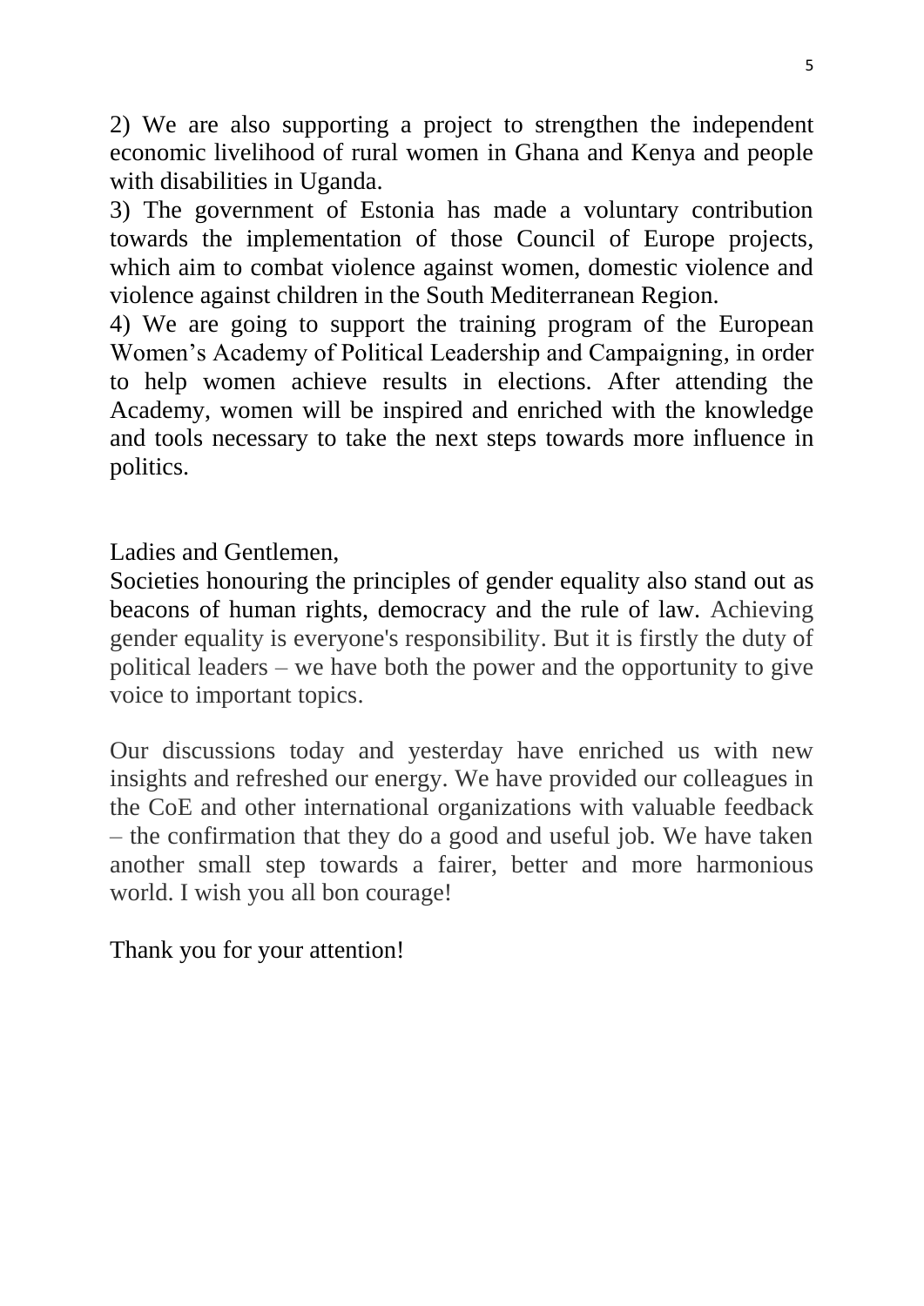2) We are also supporting a project to strengthen the independent economic livelihood of rural women in Ghana and Kenya and people with disabilities in Uganda.

3) The government of Estonia has made a voluntary contribution towards the implementation of those Council of Europe projects, which aim to combat violence against women, domestic violence and violence against children in the South Mediterranean Region.

4) We are going to support the training program of the European Women's Academy of Political Leadership and Campaigning, in order to help women achieve results in elections. After attending the Academy, women will be inspired and enriched with the knowledge and tools necessary to take the next steps towards more influence in politics.

Ladies and Gentlemen,

Societies honouring the principles of gender equality also stand out as beacons of human rights, democracy and the rule of law. Achieving gender equality is everyone's responsibility. But it is firstly the duty of political leaders – we have both the power and the opportunity to give voice to important topics.

Our discussions today and yesterday have enriched us with new insights and refreshed our energy. We have provided our colleagues in the CoE and other international organizations with valuable feedback – the confirmation that they do a good and useful job. We have taken another small step towards a fairer, better and more harmonious world. I wish you all bon courage!

Thank you for your attention!